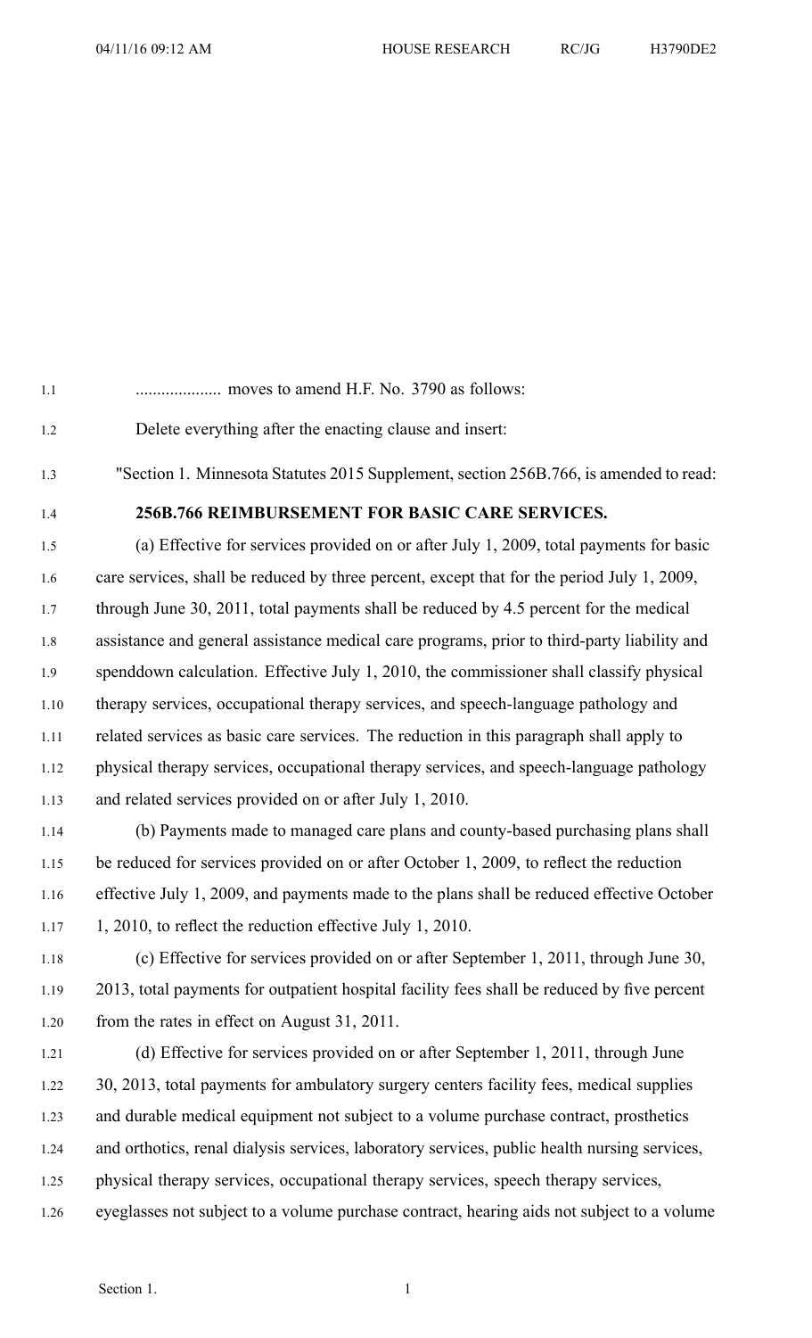.................... moves to amend H.F. No. 3790 as follows:

Delete everything after the enacting clause and insert:

"Section 1. Minnesota Statutes 2015 Supplement, section 256B.766, is amended to read:

**256B.766 REIMBURSEMENT FOR BASIC CARE SERVICES.**

(a) Effective for services provided on or after July 1, 2009, total payments for basic care services, shall be reduced by three percent, except that for the period July 1, 2009, through June 30, 2011, total payments shall be reduced by 4.5 percent for the medical assistance and general assistance medical care programs, prior to third-party liability and spenddown calculation. Effective July 1, 2010, the commissioner shall classify physical therapy services, occupational therapy services, and speech-language pathology and related services as basic care services. The reduction in this paragraph shall apply to physical therapy services, occupational therapy services, and speech-language pathology and related services provided on or after July 1, 2010.

(b) Payments made to managed care plans and county-based purchasing plans shall be reduced for services provided on or after October 1, 2009, to reflect the reduction effective July 1, 2009, and payments made to the plans shall be reduced effective October 1, 2010, to reflect the reduction effective July 1, 2010.

(c) Effective for services provided on or after September 1, 2011, through June 30, 2013, total payments for outpatient hospital facility fees shall be reduced by five percent from the rates in effect on August 31, 2011.

(d) Effective for services provided on or after September 1, 2011, through June 30, 2013, total payments for ambulatory surgery centers facility fees, medical supplies and durable medical equipment not subject to a volume purchase contract, prosthetics and orthotics, renal dialysis services, laboratory services, public health nursing services, physical therapy services, occupational therapy services, speech therapy services, eyeglasses not subject to a volume purchase contract, hearing aids not subject to a volume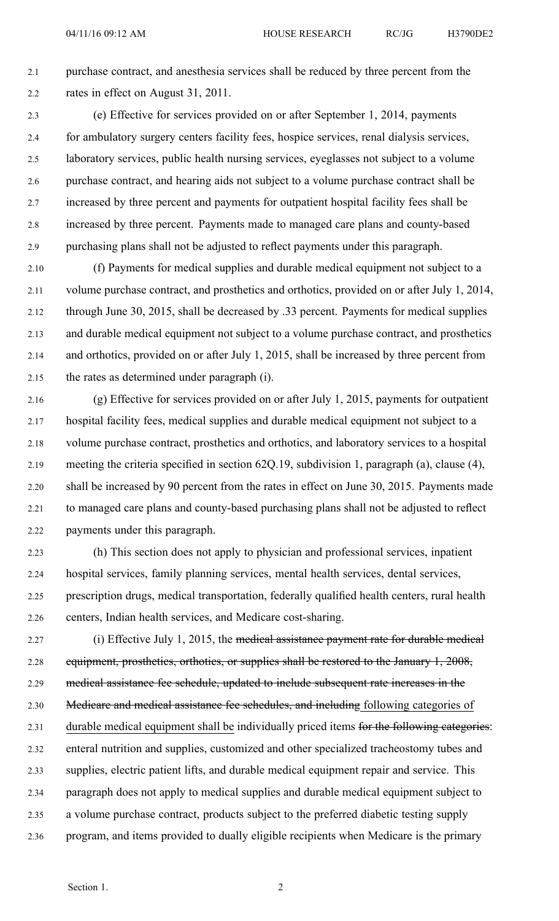purchase contract, and anesthesia services shall be reduced by three percent from the rates in effect on August 31, 2011.

(e) Effective for services provided on or after September 1, 2014, payments for ambulatory surgery centers facility fees, hospice services, renal dialysis services, laboratory services, public health nursing services, eyeglasses not subject to a volume purchase contract, and hearing aids not subject to a volume purchase contract shall be increased by three percent and payments for outpatient hospital facility fees shall be increased by three percent. Payments made to managed care plans and county-based purchasing plans shall not be adjusted to reflect payments under this paragraph.

(f) Payments for medical supplies and durable medical equipment not subject to a volume purchase contract, and prosthetics and orthotics, provided on or after July 1, 2014, through June 30, 2015, shall be decreased by .33 percent. Payments for medical supplies and durable medical equipment not subject to a volume purchase contract, and prosthetics and orthotics, provided on or after July 1, 2015, shall be increased by three percent from the rates as determined under paragraph (i).

(g) Effective for services provided on or after July 1, 2015, payments for outpatient hospital facility fees, medical supplies and durable medical equipment not subject to a volume purchase contract, prosthetics and orthotics, and laboratory services to a hospital meeting the criteria specified in section 62Q.19, subdivision 1, paragraph (a), clause (4), shall be increased by 90 percent from the rates in effect on June 30, 2015. Payments made to managed care plans and county-based purchasing plans shall not be adjusted to reflect payments under this paragraph.

(h) This section does not apply to physician and professional services, inpatient hospital services, family planning services, mental health services, dental services, prescription drugs, medical transportation, federally qualified health centers, rural health centers, Indian health services, and Medicare cost-sharing.

(i) Effective July 1, 2015, the ~~medical assistance payment rate for durable medical equipment, prosthetics, orthotics, or supplies shall be restored to the January 1, 2008, medical assistance fee schedule, updated to include subsequent rate increases in the Medicare and medical assistance fee schedules, and including~~ following categories of durable medical equipment shall be individually priced items ~~for the following categories~~: enteral nutrition and supplies, customized and other specialized tracheostomy tubes and supplies, electric patient lifts, and durable medical equipment repair and service. This paragraph does not apply to medical supplies and durable medical equipment subject to a volume purchase contract, products subject to the preferred diabetic testing supply program, and items provided to dually eligible recipients when Medicare is the primary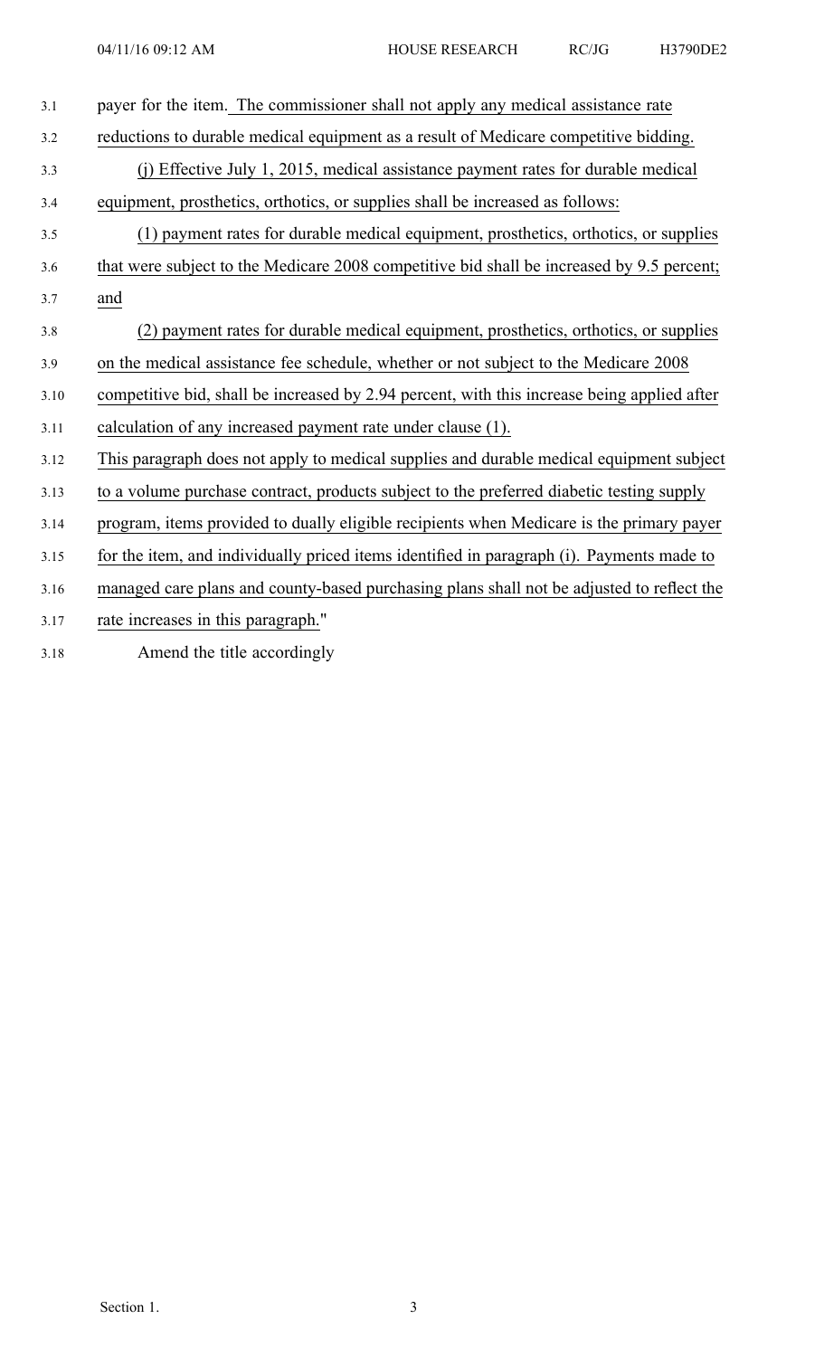payer for the item. The commissioner shall not apply any medical assistance rate reductions to durable medical equipment as a result of Medicare competitive bidding.

(j) Effective July 1, 2015, medical assistance payment rates for durable medical equipment, prosthetics, orthotics, or supplies shall be increased as follows:

(1) payment rates for durable medical equipment, prosthetics, orthotics, or supplies that were subject to the Medicare 2008 competitive bid shall be increased by 9.5 percent; and

(2) payment rates for durable medical equipment, prosthetics, orthotics, or supplies on the medical assistance fee schedule, whether or not subject to the Medicare 2008 competitive bid, shall be increased by 2.94 percent, with this increase being applied after calculation of any increased payment rate under clause (1).

This paragraph does not apply to medical supplies and durable medical equipment subject to a volume purchase contract, products subject to the preferred diabetic testing supply program, items provided to dually eligible recipients when Medicare is the primary payer for the item, and individually priced items identified in paragraph (i). Payments made to managed care plans and county-based purchasing plans shall not be adjusted to reflect the rate increases in this paragraph."

Amend the title accordingly